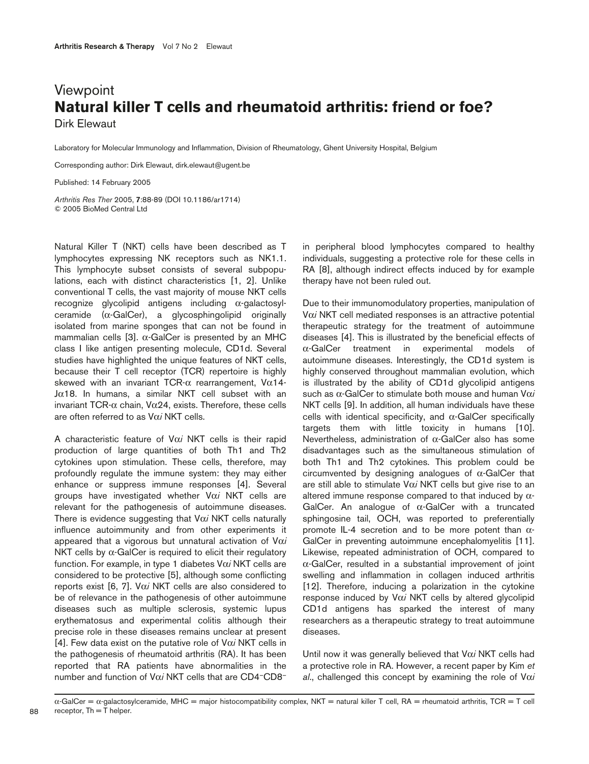Viewpoint

# Natural killer T cells and rheumatoid arthritis: friend or foe?

Dirk Elewaut

Laboratory for Molecular Immunology and Inflammation, Division of Rheumatology, Ghent University Hospital, Belgium

Corresponding author: Dirk Elewaut, dirk.elewaut@ugent.be

Published: 14 February 2005

*Arthritis Res Ther* 2005, **7**:88-89 (DOI 10.1186/ar1714)
© 2005 BioMed Central Ltd

Natural Killer T (NKT) cells have been described as T lymphocytes expressing NK receptors such as NK1.1. This lymphocyte subset consists of several subpopulations, each with distinct characteristics [1, 2]. Unlike conventional T cells, the vast majority of mouse NKT cells recognize glycolipid antigens including α-galactosylceramide (α-GalCer), a glycosphingolipid originally isolated from marine sponges that can not be found in mammalian cells [3]. α-GalCer is presented by an MHC class I like antigen presenting molecule, CD1d. Several studies have highlighted the unique features of NKT cells, because their T cell receptor (TCR) repertoire is highly skewed with an invariant TCR-α rearrangement, Vα14-Jα18. In humans, a similar NKT cell subset with an invariant TCR-α chain, Vα24, exists. Therefore, these cells are often referred to as Vα*i* NKT cells.

A characteristic feature of Vα*i* NKT cells is their rapid production of large quantities of both Th1 and Th2 cytokines upon stimulation. These cells, therefore, may profoundly regulate the immune system: they may either enhance or suppress immune responses [4]. Several groups have investigated whether Vα*i* NKT cells are relevant for the pathogenesis of autoimmune diseases. There is evidence suggesting that Vα*i* NKT cells naturally influence autoimmunity and from other experiments it appeared that a vigorous but unnatural activation of Vα*i* NKT cells by α-GalCer is required to elicit their regulatory function. For example, in type 1 diabetes Vα*i* NKT cells are considered to be protective [5], although some conflicting reports exist [6, 7]. Vα*i* NKT cells are also considered to be of relevance in the pathogenesis of other autoimmune diseases such as multiple sclerosis, systemic lupus erythematosus and experimental colitis although their precise role in these diseases remains unclear at present [4]. Few data exist on the putative role of Vα*i* NKT cells in the pathogenesis of rheumatoid arthritis (RA). It has been reported that RA patients have abnormalities in the number and function of Vα*i* NKT cells that are $CD4^{-}CD8^{-}$ in peripheral blood lymphocytes compared to healthy individuals, suggesting a protective role for these cells in RA [8], although indirect effects induced by for example therapy have not been ruled out.

Due to their immunomodulatory properties, manipulation of Vα*i* NKT cell mediated responses is an attractive potential therapeutic strategy for the treatment of autoimmune diseases [4]. This is illustrated by the beneficial effects of α-GalCer treatment in experimental models of autoimmune diseases. Interestingly, the CD1d system is highly conserved throughout mammalian evolution, which is illustrated by the ability of CD1d glycolipid antigens such as α-GalCer to stimulate both mouse and human Vα*i* NKT cells [9]. In addition, all human individuals have these cells with identical specificity, and α-GalCer specifically targets them with little toxicity in humans [10]. Nevertheless, administration of α-GalCer also has some disadvantages such as the simultaneous stimulation of both Th1 and Th2 cytokines. This problem could be circumvented by designing analogues of α-GalCer that are still able to stimulate Vα*i* NKT cells but give rise to an altered immune response compared to that induced by α-GalCer. An analogue of α-GalCer with a truncated sphingosine tail, OCH, was reported to preferentially promote IL-4 secretion and to be more potent than α-GalCer in preventing autoimmune encephalomyelitis [11]. Likewise, repeated administration of OCH, compared to α-GalCer, resulted in a substantial improvement of joint swelling and inflammation in collagen induced arthritis [12]. Therefore, inducing a polarization in the cytokine response induced by Vα*i* NKT cells by altered glycolipid CD1d antigens has sparked the interest of many researchers as a therapeutic strategy to treat autoimmune diseases.

Until now it was generally believed that Vα*i* NKT cells had a protective role in RA. However, a recent paper by Kim *et al*., challenged this concept by examining the role of Vα*i*

α-GalCer = α-galactosylceramide, MHC = major histocompatibility complex, NKT = natural killer T cell, RA = rheumatoid arthritis, TCR = T cell receptor, Th = T helper.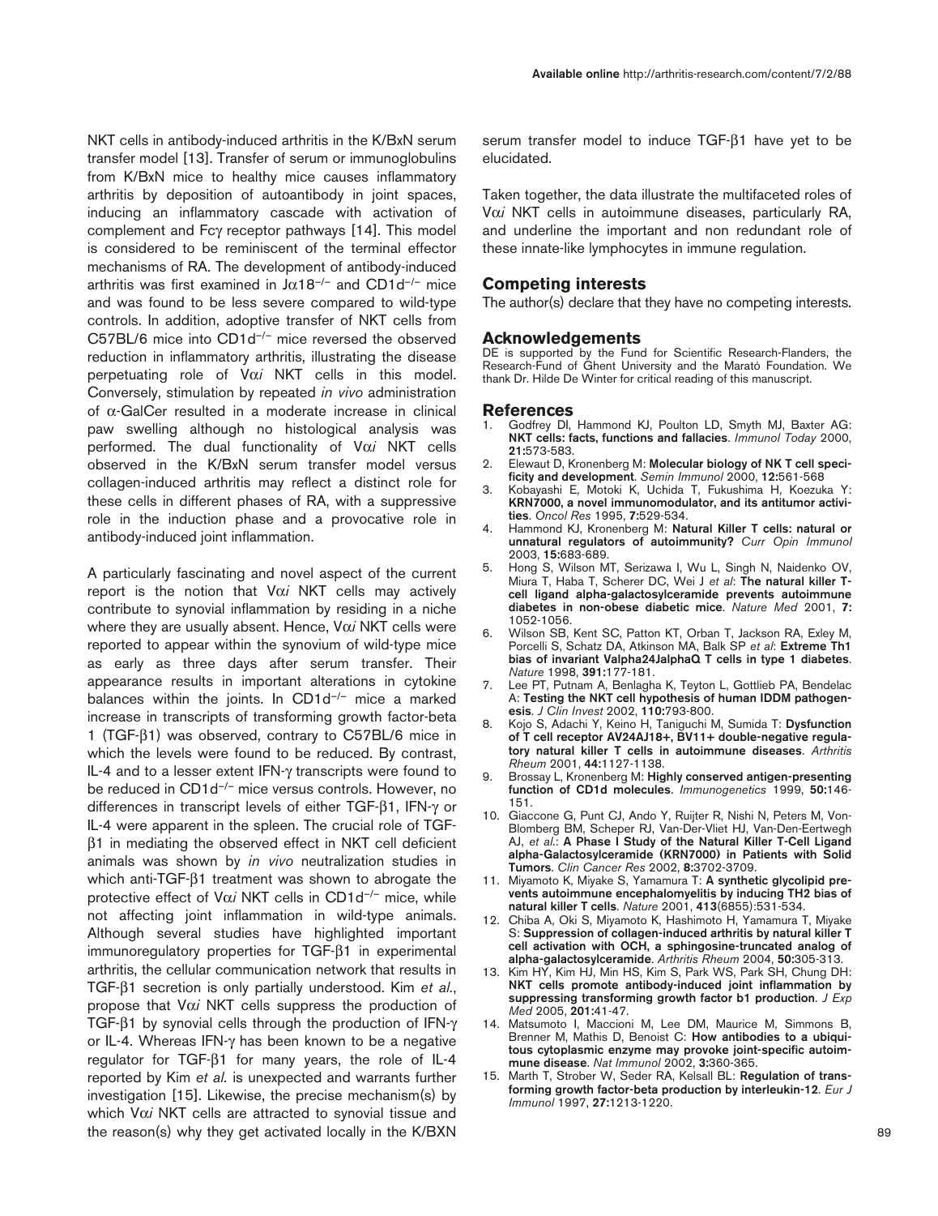NKT cells in antibody-induced arthritis in the K/BxN serum transfer model [13]. Transfer of serum or immunoglobulins from K/BxN mice to healthy mice causes inflammatory arthritis by deposition of autoantibody in joint spaces, inducing an inflammatory cascade with activation of complement and Fcγ receptor pathways [14]. This model is considered to be reminiscent of the terminal effector mechanisms of RA. The development of antibody-induced arthritis was first examined in $J\alpha18^{-/-}$ and $CD1d^{-/-}$ mice and was found to be less severe compared to wild-type controls. In addition, adoptive transfer of NKT cells from C57BL/6 mice into $CD1d^{-/-}$ mice reversed the observed reduction in inflammatory arthritis, illustrating the disease perpetuating role of V$\alpha i$ NKT cells in this model. Conversely, stimulation by repeated *in vivo* administration of α-GalCer resulted in a moderate increase in clinical paw swelling although no histological analysis was performed. The dual functionality of V$\alpha i$ NKT cells observed in the K/BxN serum transfer model versus collagen-induced arthritis may reflect a distinct role for these cells in different phases of RA, with a suppressive role in the induction phase and a provocative role in antibody-induced joint inflammation.

A particularly fascinating and novel aspect of the current report is the notion that V$\alpha i$ NKT cells may actively contribute to synovial inflammation by residing in a niche where they are usually absent. Hence, V$\alpha i$ NKT cells were reported to appear within the synovium of wild-type mice as early as three days after serum transfer. Their appearance results in important alterations in cytokine balances within the joints. In $CD1d^{-/-}$ mice a marked increase in transcripts of transforming growth factor-beta 1 (TGF-β1) was observed, contrary to C57BL/6 mice in which the levels were found to be reduced. By contrast, IL-4 and to a lesser extent IFN-γ transcripts were found to be reduced in $CD1d^{-/-}$ mice versus controls. However, no differences in transcript levels of either TGF-β1, IFN-γ or IL-4 were apparent in the spleen. The crucial role of TGF-β1 in mediating the observed effect in NKT cell deficient animals was shown by *in vivo* neutralization studies in which anti-TGF-β1 treatment was shown to abrogate the protective effect of V$\alpha i$ NKT cells in $CD1d^{-/-}$ mice, while not affecting joint inflammation in wild-type animals. Although several studies have highlighted important immunoregulatory properties for TGF-β1 in experimental arthritis, the cellular communication network that results in TGF-β1 secretion is only partially understood. Kim *et al.*, propose that V$\alpha i$ NKT cells suppress the production of TGF-β1 by synovial cells through the production of IFN-γ or IL-4. Whereas IFN-γ has been known to be a negative regulator for TGF-β1 for many years, the role of IL-4 reported by Kim *et al.* is unexpected and warrants further investigation [15]. Likewise, the precise mechanism(s) by which V$\alpha i$ NKT cells are attracted to synovial tissue and the reason(s) why they get activated locally in the K/BXN serum transfer model to induce TGF-β1 have yet to be elucidated.

Taken together, the data illustrate the multifaceted roles of V$\alpha i$ NKT cells in autoimmune diseases, particularly RA, and underline the important and non redundant role of these innate-like lymphocytes in immune regulation.

## Competing interests

The author(s) declare that they have no competing interests.

## Acknowledgements

DE is supported by the Fund for Scientific Research-Flanders, the Research-Fund of Ghent University and the Marató Foundation. We thank Dr. Hilde De Winter for critical reading of this manuscript.

## References

1. Godfrey DI, Hammond KJ, Poulton LD, Smyth MJ, Baxter AG: **NKT cells: facts, functions and fallacies**. *Immunol Today* 2000, **21:**573-583.
2. Elewaut D, Kronenberg M: **Molecular biology of NK T cell specificity and development**. *Semin Immunol* 2000, **12:**561-568
3. Kobayashi E, Motoki K, Uchida T, Fukushima H, Koezuka Y: **KRN7000, a novel immunomodulator, and its antitumor activities**. *Oncol Res* 1995, **7:**529-534.
4. Hammond KJ, Kronenberg M: **Natural Killer T cells: natural or unnatural regulators of autoimmunity?** *Curr Opin Immunol* 2003, **15:**683-689.
5. Hong S, Wilson MT, Serizawa I, Wu L, Singh N, Naidenko OV, Miura T, Haba T, Scherer DC, Wei J *et al*: **The natural killer T-cell ligand alpha-galactosylceramide prevents autoimmune diabetes in non-obese diabetic mice**. *Nature Med* 2001, **7:** 1052-1056.
6. Wilson SB, Kent SC, Patton KT, Orban T, Jackson RA, Exley M, Porcelli S, Schatz DA, Atkinson MA, Balk SP *et al*: **Extreme Th1 bias of invariant Valpha24JalphaQ T cells in type 1 diabetes**. *Nature* 1998, **391:**177-181.
7. Lee PT, Putnam A, Benlagha K, Teyton L, Gottlieb PA, Bendelac A: **Testing the NKT cell hypothesis of human IDDM pathogenesis**. *J Clin Invest* 2002, **110:**793-800.
8. Kojo S, Adachi Y, Keino H, Taniguchi M, Sumida T: **Dysfunction of T cell receptor AV24AJ18+, BV11+ double-negative regulatory natural killer T cells in autoimmune diseases**. *Arthritis Rheum* 2001, **44:**1127-1138.
9. Brossay L, Kronenberg M: **Highly conserved antigen-presenting function of CD1d molecules**. *Immunogenetics* 1999, **50:**146-151.
10. Giaccone G, Punt CJ, Ando Y, Ruijter R, Nishi N, Peters M, Von-Blomberg BM, Scheper RJ, Van-Der-Vliet HJ, Van-Den-Eertwegh AJ, *et al.*: **A Phase I Study of the Natural Killer T-Cell Ligand alpha-Galactosylceramide (KRN7000) in Patients with Solid Tumors**. *Clin Cancer Res* 2002, **8:**3702-3709.
11. Miyamoto K, Miyake S, Yamamura T: **A synthetic glycolipid prevents autoimmune encephalomyelitis by inducing TH2 bias of natural killer T cells**. *Nature* 2001, **413**(6855):531-534.
12. Chiba A, Oki S, Miyamoto K, Hashimoto H, Yamamura T, Miyake S: **Suppression of collagen-induced arthritis by natural killer T cell activation with OCH, a sphingosine-truncated analog of alpha-galactosylceramide**. *Arthritis Rheum* 2004, **50:**305-313.
13. Kim HY, Kim HJ, Min HS, Kim S, Park WS, Park SH, Chung DH: **NKT cells promote antibody-induced joint inflammation by suppressing transforming growth factor b1 production**. *J Exp Med* 2005, **201:**41-47.
14. Matsumoto I, Maccioni M, Lee DM, Maurice M, Simmons B, Brenner M, Mathis D, Benoist C: **How antibodies to a ubiquitous cytoplasmic enzyme may provoke joint-specific autoimmune disease**. *Nat Immunol* 2002, **3:**360-365.
15. Marth T, Strober W, Seder RA, Kelsall BL: **Regulation of transforming growth factor-beta production by interleukin-12**. *Eur J Immunol* 1997, **27:**1213-1220.